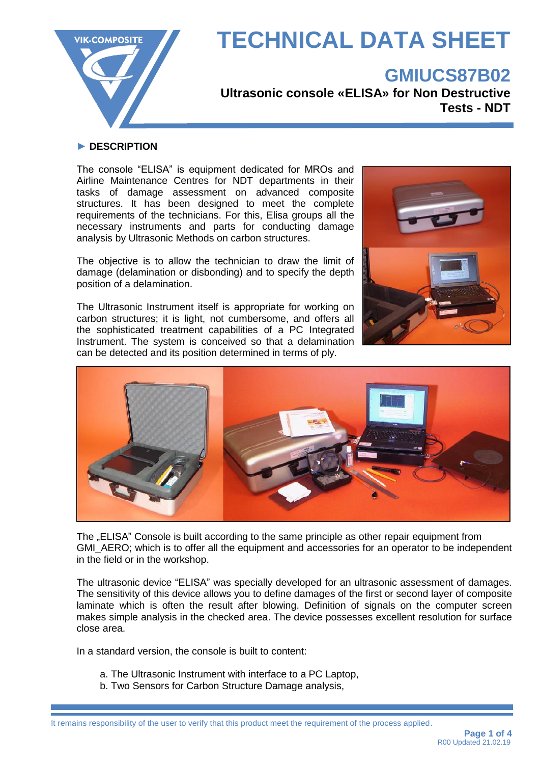# TECHNICAL DATA SHEET

## GMIUCS87B02

### Ultrasonic console «ELISA» for Non Destructive Tests - NDT

**► DESCRIPTION**

The console "ELISA" is equipment dedicated for MROs and Airline Maintenance Centres for NDT departments in their tasks of damage assessment on advanced composite structures. It has been designed to meet the complete requirements of the technicians. For this, Elisa groups all the necessary instruments and parts for conducting damage analysis by Ultrasonic Methods on carbon structures.

The objective is to allow the technician to draw the limit of damage (delamination or disbonding) and to specify the depth position of a delamination.

The Ultrasonic Instrument itself is appropriate for working on carbon structures; it is light, not cumbersome, and offers all the sophisticated treatment capabilities of a PC Integrated Instrument. The system is conceived so that a delamination can be detected and its position determined in terms of ply.

The „ELISA" Console is built according to the same principle as other repair equipment from GMI_AERO; which is to offer all the equipment and accessories for an operator to be independent in the field or in the workshop.

The ultrasonic device "ELISA" was specially developed for an ultrasonic assessment of damages. The sensitivity of this device allows you to define damages of the first or second layer of composite laminate which is often the result after blowing. Definition of signals on the computer screen makes simple analysis in the checked area. The device possesses excellent resolution for surface close area.

In a standard version, the console is built to content:

a. The Ultrasonic Instrument with interface to a PC Laptop,
b. Two Sensors for Carbon Structure Damage analysis,

It remains responsibility of the user to verify that this product meet the requirement of the process applied.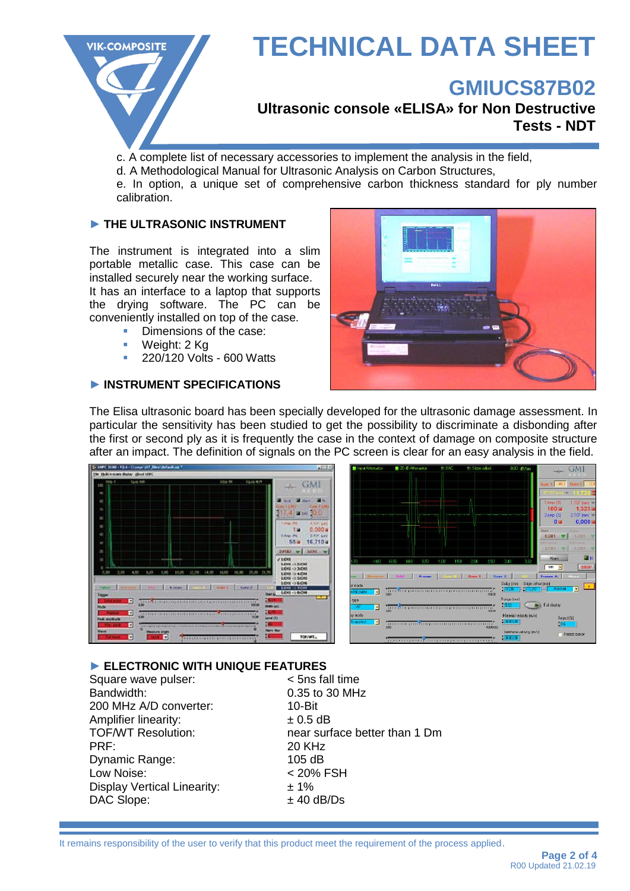c. A complete list of necessary accessories to implement the analysis in the field,

d. A Methodological Manual for Ultrasonic Analysis on Carbon Structures,

e. In option, a unique set of comprehensive carbon thickness standard for ply number calibration.

## ► THE ULTRASONIC INSTRUMENT

The instrument is integrated into a slim portable metallic case. This case can be installed securely near the working surface. It has an interface to a laptop that supports the drying software. The PC can be conveniently installed on top of the case.

- Dimensions of the case:
- Weight: 2 Kg
- 220/120 Volts - 600 Watts

## ► INSTRUMENT SPECIFICATIONS

The Elisa ultrasonic board has been specially developed for the ultrasonic damage assessment. In particular the sensitivity has been studied to get the possibility to discriminate a disbonding after the first or second ply as it is frequently the case in the context of damage on composite structure after an impact. The definition of signals on the PC screen is clear for an easy analysis in the field.

## ► ELECTRONIC WITH UNIQUE FEATURES

| | |
|---|---|
| Square wave pulser: | < 5ns fall time |
| Bandwidth: | 0.35 to 30 MHz |
| 200 MHz A/D converter: | 10-Bit |
| Amplifier linearity: | ± 0.5 dB |
| TOF/WT Resolution: | near surface better than 1 Dm |
| PRF: | 20 KHz |
| Dynamic Range: | 105 dB |
| Low Noise: | < 20% FSH |
| Display Vertical Linearity: | ± 1% |
| DAC Slope: | ± 40 dB/Ds |

It remains responsibility of the user to verify that this product meet the requirement of the process applied.

R00 Updated 21.02.19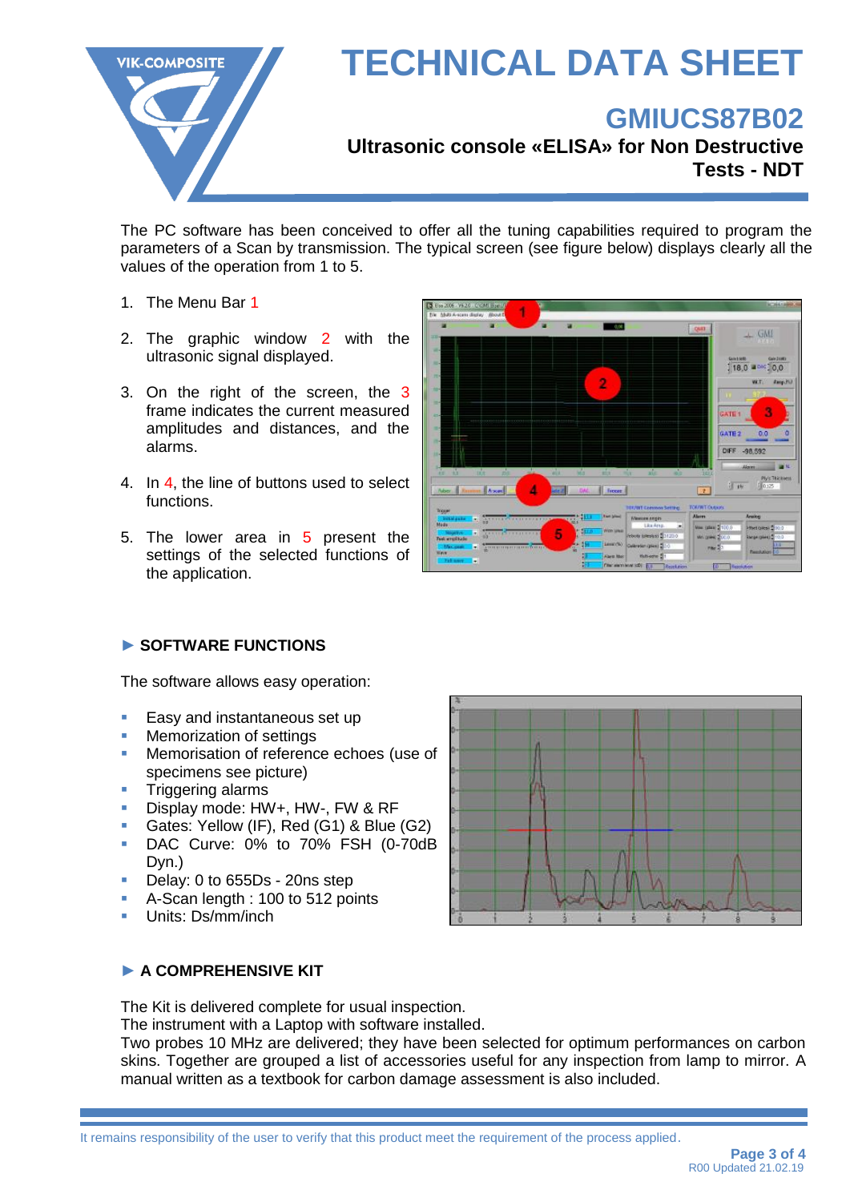The PC software has been conceived to offer all the tuning capabilities required to program the parameters of a Scan by transmission. The typical screen (see figure below) displays clearly all the values of the operation from 1 to 5.

1. The Menu Bar 1
2. The graphic window 2 with the ultrasonic signal displayed.
3. On the right of the screen, the 3 frame indicates the current measured amplitudes and distances, and the alarms.
4. In 4, the line of buttons used to select functions.
5. The lower area in 5 present the settings of the selected functions of the application.

## ► SOFTWARE FUNCTIONS

The software allows easy operation:

- Easy and instantaneous set up
- Memorization of settings
- Memorisation of reference echoes (use of specimens see picture)
- Triggering alarms
- Display mode: HW+, HW-, FW & RF
- Gates: Yellow (IF), Red (G1) & Blue (G2)
- DAC Curve: 0% to 70% FSH (0-70dB Dyn.)
- Delay: 0 to 655Ds - 20ns step
- A-Scan length : 100 to 512 points
- Units: Ds/mm/inch

## ► A COMPREHENSIVE KIT

The Kit is delivered complete for usual inspection.
The instrument with a Laptop with software installed.
Two probes 10 MHz are delivered; they have been selected for optimum performances on carbon skins. Together are grouped a list of accessories useful for any inspection from lamp to mirror. A manual written as a textbook for carbon damage assessment is also included.

It remains responsibility of the user to verify that this product meet the requirement of the process applied.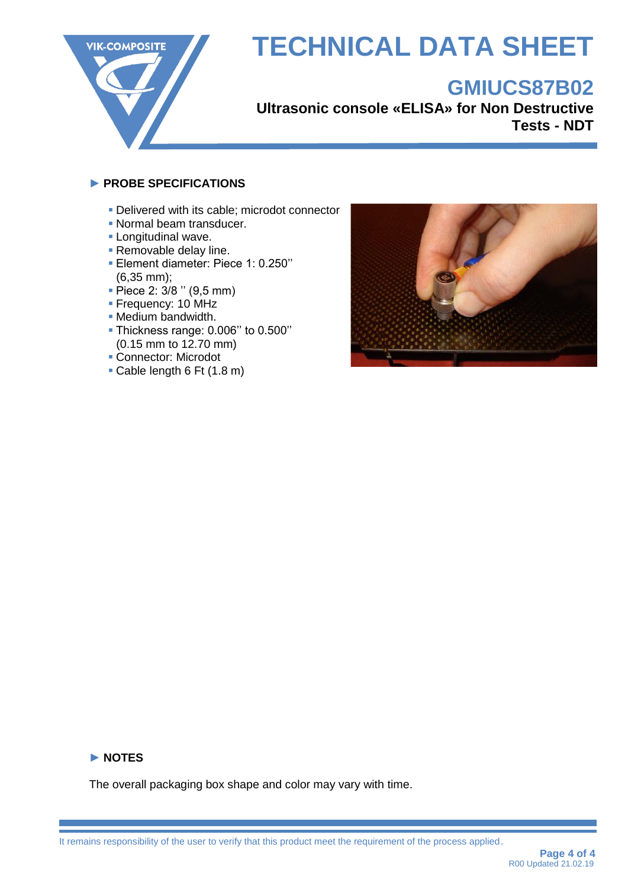# TECHNICAL DATA SHEET

## GMIUCS87B02

**Ultrasonic console «ELISA» for Non Destructive Tests - NDT**

### ► PROBE SPECIFICATIONS

- Delivered with its cable; microdot connector
- Normal beam transducer.
- Longitudinal wave.
- Removable delay line.
- Element diameter: Piece 1: 0.250'' (6,35 mm);
- Piece 2: 3/8 '' (9,5 mm)
- Frequency: 10 MHz
- Medium bandwidth.
- Thickness range: 0.006'' to 0.500'' (0.15 mm to 12.70 mm)
- Connector: Microdot
- Cable length 6 Ft (1.8 m)

### ► NOTES

The overall packaging box shape and color may vary with time.

It remains responsibility of the user to verify that this product meet the requirement of the process applied.

R00 Updated 21.02.19